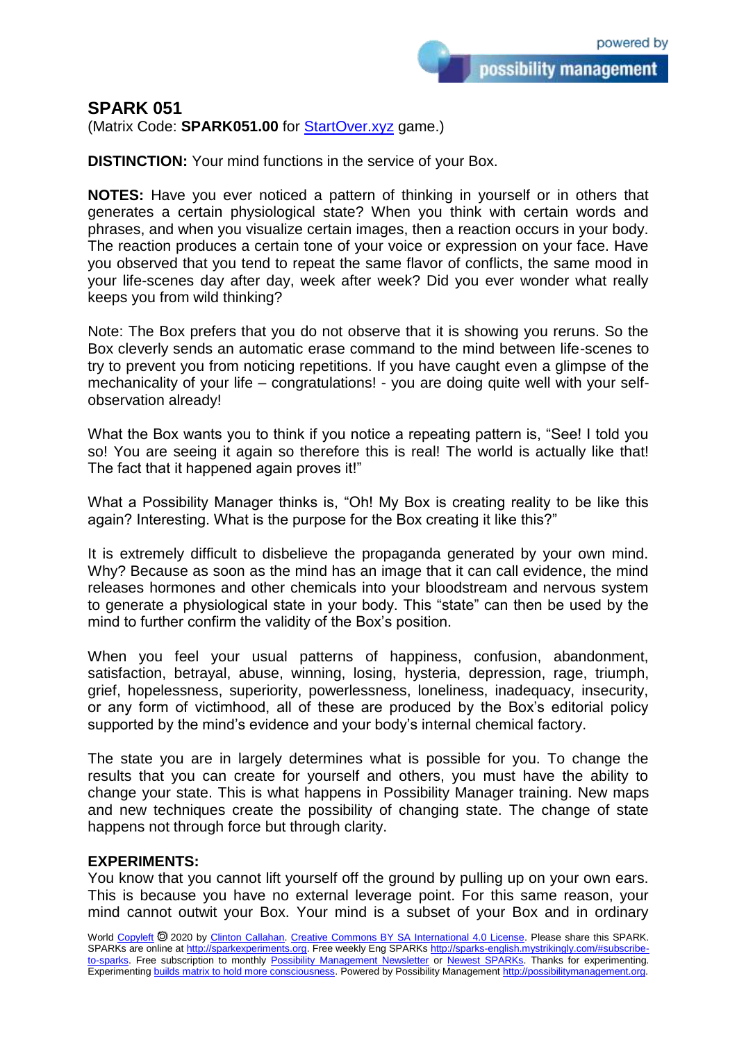## SPARK 051

(Matrix Code: **SPARK051.00** for StartOver.xyz game.)

**DISTINCTION:** Your mind functions in the service of your Box.

**NOTES:** Have you ever noticed a pattern of thinking in yourself or in others that generates a certain physiological state? When you think with certain words and phrases, and when you visualize certain images, then a reaction occurs in your body. The reaction produces a certain tone of your voice or expression on your face. Have you observed that you tend to repeat the same flavor of conflicts, the same mood in your life-scenes day after day, week after week? Did you ever wonder what really keeps you from wild thinking?

Note: The Box prefers that you do not observe that it is showing you reruns. So the Box cleverly sends an automatic erase command to the mind between life-scenes to try to prevent you from noticing repetitions. If you have caught even a glimpse of the mechanicality of your life – congratulations! - you are doing quite well with your self-observation already!

What the Box wants you to think if you notice a repeating pattern is, "See! I told you so! You are seeing it again so therefore this is real! The world is actually like that! The fact that it happened again proves it!"

What a Possibility Manager thinks is, "Oh! My Box is creating reality to be like this again? Interesting. What is the purpose for the Box creating it like this?"

It is extremely difficult to disbelieve the propaganda generated by your own mind. Why? Because as soon as the mind has an image that it can call evidence, the mind releases hormones and other chemicals into your bloodstream and nervous system to generate a physiological state in your body. This "state" can then be used by the mind to further confirm the validity of the Box's position.

When you feel your usual patterns of happiness, confusion, abandonment, satisfaction, betrayal, abuse, winning, losing, hysteria, depression, rage, triumph, grief, hopelessness, superiority, powerlessness, loneliness, inadequacy, insecurity, or any form of victimhood, all of these are produced by the Box's editorial policy supported by the mind's evidence and your body's internal chemical factory.

The state you are in largely determines what is possible for you. To change the results that you can create for yourself and others, you must have the ability to change your state. This is what happens in Possibility Manager training. New maps and new techniques create the possibility of changing state. The change of state happens not through force but through clarity.

**EXPERIMENTS:**

You know that you cannot lift yourself off the ground by pulling up on your own ears. This is because you have no external leverage point. For this same reason, your mind cannot outwit your Box. Your mind is a subset of your Box and in ordinary

World Copyleft 🄯 2020 by Clinton Callahan. Creative Commons BY SA International 4.0 License. Please share this SPARK. SPARKs are online at http://sparkexperiments.org. Free weekly Eng SPARKs http://sparks-english.mystrikingly.com/#subscribe-to-sparks. Free subscription to monthly Possibility Management Newsletter or Newest SPARKs. Thanks for experimenting. Experimenting builds matrix to hold more consciousness. Powered by Possibility Management http://possibilitymanagement.org.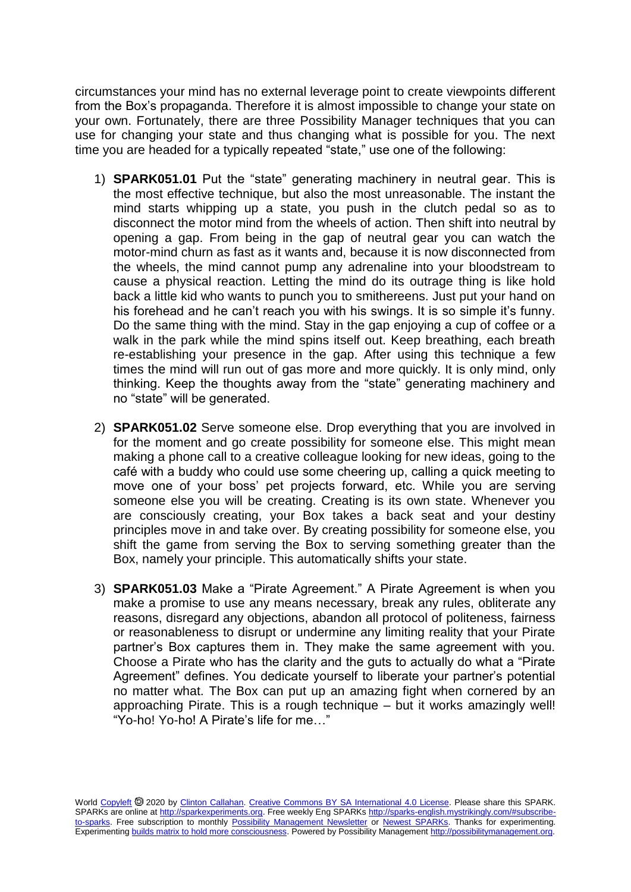circumstances your mind has no external leverage point to create viewpoints different from the Box's propaganda. Therefore it is almost impossible to change your state on your own. Fortunately, there are three Possibility Manager techniques that you can use for changing your state and thus changing what is possible for you. The next time you are headed for a typically repeated "state," use one of the following:

1) **SPARK051.01** Put the "state" generating machinery in neutral gear. This is the most effective technique, but also the most unreasonable. The instant the mind starts whipping up a state, you push in the clutch pedal so as to disconnect the motor mind from the wheels of action. Then shift into neutral by opening a gap. From being in the gap of neutral gear you can watch the motor-mind churn as fast as it wants and, because it is now disconnected from the wheels, the mind cannot pump any adrenaline into your bloodstream to cause a physical reaction. Letting the mind do its outrage thing is like hold back a little kid who wants to punch you to smithereens. Just put your hand on his forehead and he can't reach you with his swings. It is so simple it's funny. Do the same thing with the mind. Stay in the gap enjoying a cup of coffee or a walk in the park while the mind spins itself out. Keep breathing, each breath re-establishing your presence in the gap. After using this technique a few times the mind will run out of gas more and more quickly. It is only mind, only thinking. Keep the thoughts away from the "state" generating machinery and no "state" will be generated.

2) **SPARK051.02** Serve someone else. Drop everything that you are involved in for the moment and go create possibility for someone else. This might mean making a phone call to a creative colleague looking for new ideas, going to the café with a buddy who could use some cheering up, calling a quick meeting to move one of your boss' pet projects forward, etc. While you are serving someone else you will be creating. Creating is its own state. Whenever you are consciously creating, your Box takes a back seat and your destiny principles move in and take over. By creating possibility for someone else, you shift the game from serving the Box to serving something greater than the Box, namely your principle. This automatically shifts your state.

3) **SPARK051.03** Make a "Pirate Agreement." A Pirate Agreement is when you make a promise to use any means necessary, break any rules, obliterate any reasons, disregard any objections, abandon all protocol of politeness, fairness or reasonableness to disrupt or undermine any limiting reality that your Pirate partner's Box captures them in. They make the same agreement with you. Choose a Pirate who has the clarity and the guts to actually do what a "Pirate Agreement" defines. You dedicate yourself to liberate your partner's potential no matter what. The Box can put up an amazing fight when cornered by an approaching Pirate. This is a rough technique – but it works amazingly well! "Yo-ho! Yo-ho! A Pirate's life for me…"